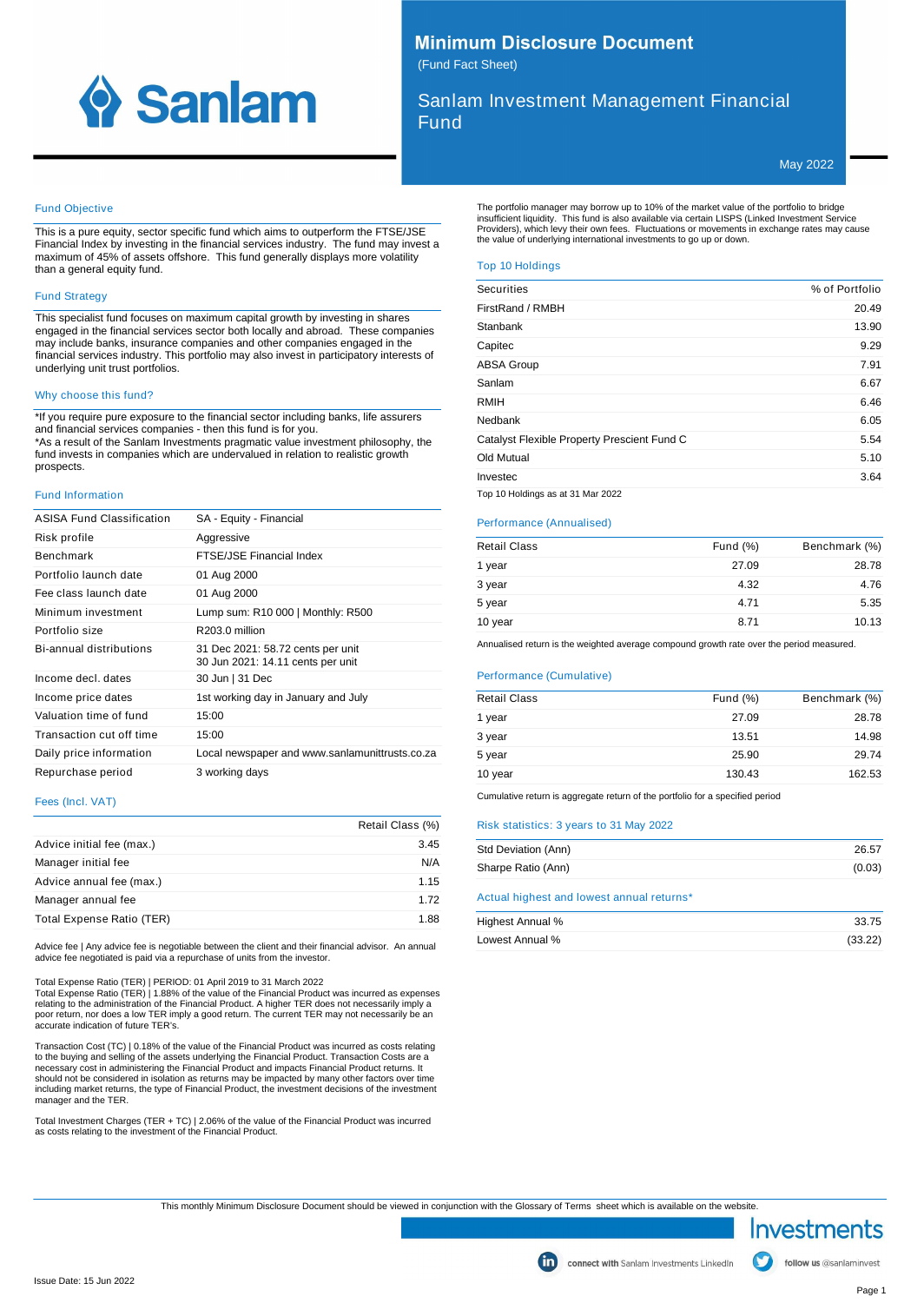# Minimum Disclosure Document

(Fund Fact Sheet)

## Sanlam Investment Management Financial Fund

May 2022

### Fund Objective

This is a pure equity, sector specific fund which aims to outperform the FTSE/JSE Financial Index by investing in the financial services industry. The fund may invest a maximum of 45% of assets offshore. This fund generally displays more volatility than a general equity fund.

### Fund Strategy

This specialist fund focuses on maximum capital growth by investing in shares engaged in the financial services sector both locally and abroad. These companies may include banks, insurance companies and other companies engaged in the financial services industry. This portfolio may also invest in participatory interests of underlying unit trust portfolios.

### Why choose this fund?

*If you require pure exposure to the financial sector including banks, life assurers and financial services companies - then this fund is for you.
*As a result of the Sanlam Investments pragmatic value investment philosophy, the fund invests in companies which are undervalued in relation to realistic growth prospects.

### Fund Information

| | |
|---|---|
| ASISA Fund Classification | SA - Equity - Financial |
| Risk profile | Aggressive |
| Benchmark | FTSE/JSE Financial Index |
| Portfolio launch date | 01 Aug 2000 |
| Fee class launch date | 01 Aug 2000 |
| Minimum investment | Lump sum: R10 000 \| Monthly: R500 |
| Portfolio size | R203.0 million |
| Bi-annual distributions | 31 Dec 2021: 58.72 cents per unit<br>30 Jun 2021: 14.11 cents per unit |
| Income decl. dates | 30 Jun \| 31 Dec |
| Income price dates | 1st working day in January and July |
| Valuation time of fund | 15:00 |
| Transaction cut off time | 15:00 |
| Daily price information | Local newspaper and www.sanlamunittrusts.co.za |
| Repurchase period | 3 working days |

### Fees (Incl. VAT)

| | Retail Class (%) |
|---|---|
| Advice initial fee (max.) | 3.45 |
| Manager initial fee | N/A |
| Advice annual fee (max.) | 1.15 |
| Manager annual fee | 1.72 |
| Total Expense Ratio (TER) | 1.88 |

Advice fee | Any advice fee is negotiable between the client and their financial advisor. An annual advice fee negotiated is paid via a repurchase of units from the investor.

Total Expense Ratio (TER) | PERIOD: 01 April 2019 to 31 March 2022
Total Expense Ratio (TER) | 1.88% of the value of the Financial Product was incurred as expenses relating to the administration of the Financial Product. A higher TER does not necessarily imply a poor return, nor does a low TER imply a good return. The current TER may not necessarily be an accurate indication of future TER's.

Transaction Cost (TC) | 0.18% of the value of the Financial Product was incurred as costs relating to the buying and selling of the assets underlying the Financial Product. Transaction Costs are a necessary cost in administering the Financial Product and impacts Financial Product returns. It should not be considered in isolation as returns may be impacted by many other factors over time including market returns, the type of Financial Product, the investment decisions of the investment manager and the TER.

Total Investment Charges (TER + TC) | 2.06% of the value of the Financial Product was incurred as costs relating to the investment of the Financial Product.

The portfolio manager may borrow up to 10% of the market value of the portfolio to bridge insufficient liquidity. This fund is also available via certain LISPS (Linked Investment Service Providers), which levy their own fees. Fluctuations or movements in exchange rates may cause the value of underlying international investments to go up or down.

### Top 10 Holdings

| Securities | % of Portfolio |
|---|---|
| FirstRand / RMBH | 20.49 |
| Stanbank | 13.90 |
| Capitec | 9.29 |
| ABSA Group | 7.91 |
| Sanlam | 6.67 |
| RMIH | 6.46 |
| Nedbank | 6.05 |
| Catalyst Flexible Property Prescient Fund C | 5.54 |
| Old Mutual | 5.10 |
| Investec | 3.64 |

Top 10 Holdings as at 31 Mar 2022

### Performance (Annualised)

| Retail Class | Fund (%) | Benchmark (%) |
|---|---|---|
| 1 year | 27.09 | 28.78 |
| 3 year | 4.32 | 4.76 |
| 5 year | 4.71 | 5.35 |
| 10 year | 8.71 | 10.13 |

Annualised return is the weighted average compound growth rate over the period measured.

### Performance (Cumulative)

| Retail Class | Fund (%) | Benchmark (%) |
|---|---|---|
| 1 year | 27.09 | 28.78 |
| 3 year | 13.51 | 14.98 |
| 5 year | 25.90 | 29.74 |
| 10 year | 130.43 | 162.53 |

Cumulative return is aggregate return of the portfolio for a specified period

### Risk statistics: 3 years to 31 May 2022

| | |
|---|---|
| Std Deviation (Ann) | 26.57 |
| Sharpe Ratio (Ann) | (0.03) |

### Actual highest and lowest annual returns*

| | |
|---|---|
| Highest Annual % | 33.75 |
| Lowest Annual % | (33.22) |

This monthly Minimum Disclosure Document should be viewed in conjunction with the Glossary of Terms sheet which is available on the website.

connect with Sanlam Investments LinkedIn | follow us @sanlaminvest

Issue Date: 15 Jun 2022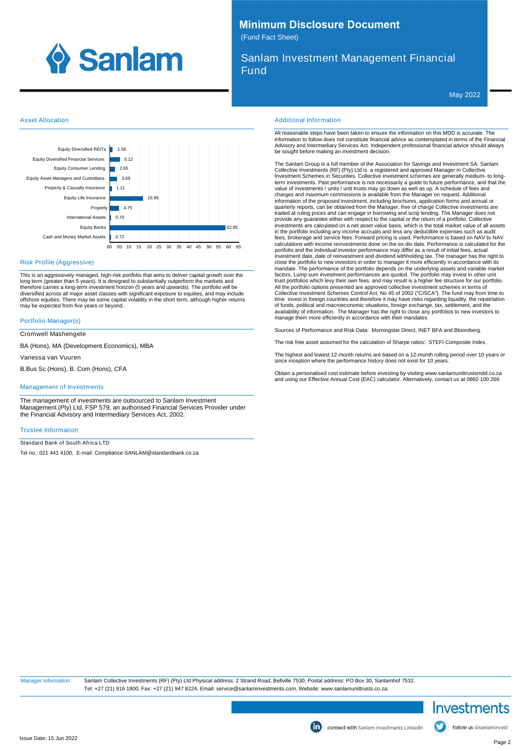# Minimum Disclosure Document

(Fund Fact Sheet)

## Sanlam Investment Management Financial Fund

May 2022

### Asset Allocation

Equity Diversified REITs 1.56
Equity Diversified Financial Services 5.12
Equity Consumer Lending 2.65
Equity Asset Managers and Custodians 3.69
Property & Casualty Insurance 1.11
Equity Life Insurance 16.85
Property 4.75
International Assets 0.70
Equity Banks 62.85
Cash and Money Market Assets 0.72

00 05 10 15 20 25 30 35 40 45 50 55 60 65

### Risk Profile (Aggressive)

This is an aggressively managed, high-risk portfolio that aims to deliver capital growth over the long term (greater than 5 years). It is designed to substantially outperform the markets and therefore carries a long-term investment horizon (5 years and upwards). The portfolio will be diversified across all major asset classes with significant exposure to equities, and may include offshore equities. There may be some capital volatility in the short term, although higher returns may be expected from five years or beyond.

### Portfolio Manager(s)

Cromwell Mashengete

BA (Hons), MA (Development Economics), MBA

Vanessa van Vuuren

B.Bus Sc (Hons), B. Com (Hons), CFA

### Management of Investments

The management of investments are outsourced to Sanlam Investment Management (Pty) Ltd, FSP 579, an authorised Financial Services Provider under the Financial Advisory and Intermediary Services Act, 2002.

### Trustee Information

Standard Bank of South Africa LTD

Tel no.: 021 441 4100, E-mail: Compliance-SANLAM@standardbank.co.za

### Additional Information

All reasonable steps have been taken to ensure the information on this MDD is accurate. The information to follow does not constitute financial advice as contemplated in terms of the Financial Advisory and Intermediary Services Act. Independent professional financial advice should always be sought before making an investment decision.

The Sanlam Group is a full member of the Association for Savings and Investment SA. Sanlam Collective Investments (RF) (Pty) Ltd is a registered and approved Manager in Collective Investment Schemes in Securities. Collective investment schemes are generally medium- to long-term investments. Past performance is not necessarily a guide to future performance, and that the value of investments / units / unit trusts may go down as well as up. A schedule of fees and charges and maximum commissions is available from the Manager on request. Additional information of the proposed investment, including brochures, application forms and annual or quarterly reports, can be obtained from the Manager, free of charge Collective investments are traded at ruling prices and can engage in borrowing and scrip lending. The Manager does not provide any guarantee either with respect to the capital or the return of a portfolio. Collective investments are calculated on a net asset value basis, which is the total market value of all assets in the portfolio including any income accruals and less any deductible expenses such as audit fees, brokerage and service fees. Forward pricing is used. Performance is based on NAV to NAV calculations with income reinvestments done on the ex-div date. Performance is calculated for the portfolio and the individual investor performance may differ as a result of initial fees, actual investment date, date of reinvestment and dividend withholding tax. The manager has the right to close the portfolio to new investors in order to manager it more efficiently in accordance with its mandate. The performance of the portfolio depends on the underlying assets and variable market factors. Lump sum investment performances are quoted. The portfolio may invest in other unit trust portfolios which levy their own fees, and may result is a higher fee structure for our portfolio. All the portfolio options presented are approved collective investment schemes in terms of Collective Investment Schemes Control Act, No 45 of 2002 ("CISCA"). The fund may from time to time invest in foreign countries and therefore it may have risks regarding liquidity, the repatriation of funds, political and macroeconomic situations, foreign exchange, tax, settlement, and the availability of information. The Manager has the right to close any portfolios to new investors to manage them more efficiently in accordance with their mandates.

Sources of Performance and Risk Data: Morningstar Direct, INET BFA and Bloomberg.

The risk free asset assumed for the calculation of Sharpe ratios: STEFI Composite Index.

The highest and lowest 12-month returns are based on a 12-month rolling period over 10 years or since inception where the performance history does not exist for 10 years.

Obtain a personalised cost estimate before investing by visiting www.sanlamunittrustsmdd.co.za and using our Effective Annual Cost (EAC) calculator. Alternatively, contact us at 0860 100 266.

Manager Information: Sanlam Collective Investments (RF) (Pty) Ltd Physical address: 2 Strand Road, Bellville 7530, Postal address: PO Box 30, Sanlamhof 7532. Tel: +27 (21) 916 1800, Fax: +27 (21) 947 8224, Email: service@sanlaminvestments.com, Website: www.sanlamunittrusts.co.za.

Investments

connect with Sanlam Investments LinkedIn

follow us @sanlaminvest

Issue Date: 15 Jun 2022